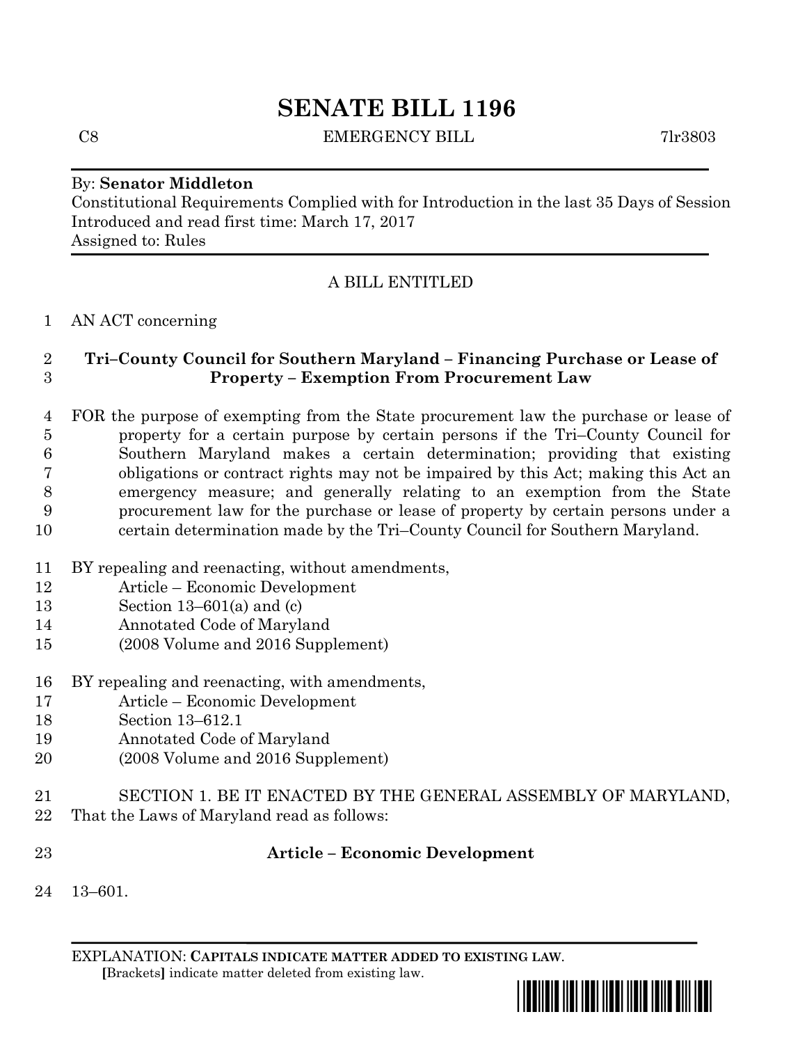# SENATE BILL 1196

C8 EMERGENCY BILL 7lr3803

By: **Senator Middleton**
Constitutional Requirements Complied with for Introduction in the last 35 Days of Session
Introduced and read first time: March 17, 2017
Assigned to: Rules

A BILL ENTITLED

AN ACT concerning

**Tri–County Council for Southern Maryland – Financing Purchase or Lease of Property – Exemption From Procurement Law**

FOR the purpose of exempting from the State procurement law the purchase or lease of property for a certain purpose by certain persons if the Tri–County Council for Southern Maryland makes a certain determination; providing that existing obligations or contract rights may not be impaired by this Act; making this Act an emergency measure; and generally relating to an exemption from the State procurement law for the purchase or lease of property by certain persons under a certain determination made by the Tri–County Council for Southern Maryland.

BY repealing and reenacting, without amendments,
Article – Economic Development
Section 13–601(a) and (c)
Annotated Code of Maryland
(2008 Volume and 2016 Supplement)

BY repealing and reenacting, with amendments,
Article – Economic Development
Section 13–612.1
Annotated Code of Maryland
(2008 Volume and 2016 Supplement)

SECTION 1. BE IT ENACTED BY THE GENERAL ASSEMBLY OF MARYLAND, That the Laws of Maryland read as follows:

**Article – Economic Development**

13–601.

EXPLANATION: **CAPITALS INDICATE MATTER ADDED TO EXISTING LAW**.
**[**Brackets**]** indicate matter deleted from existing law.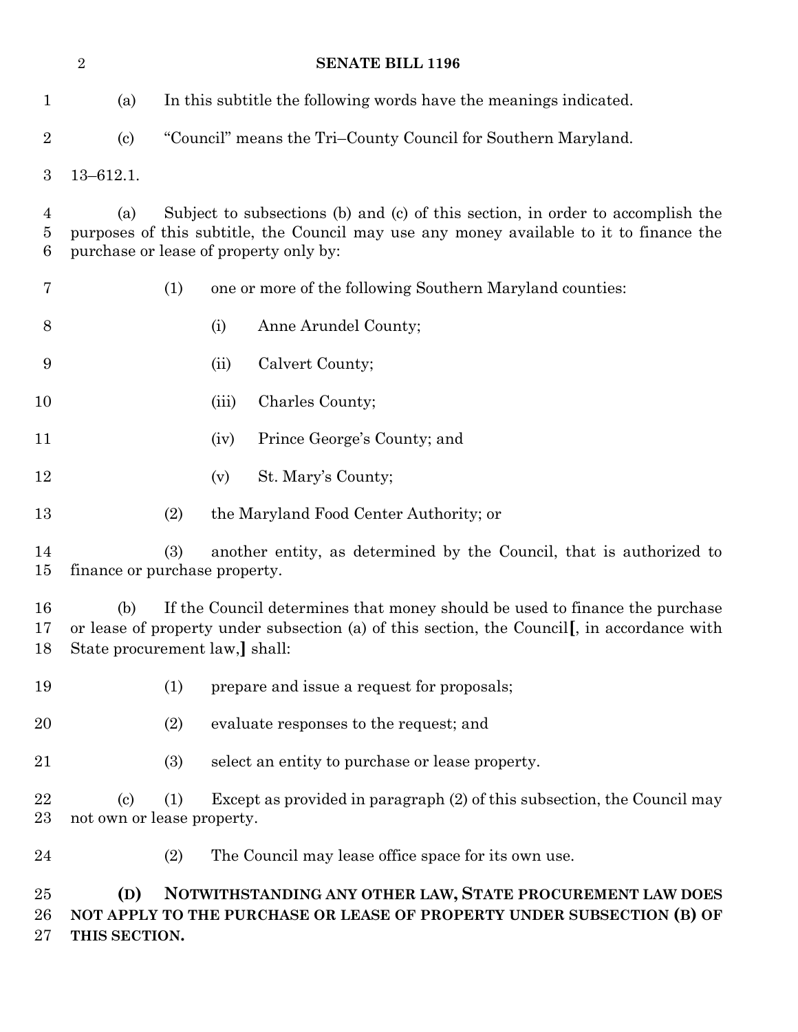(a) In this subtitle the following words have the meanings indicated.

(c) "Council" means the Tri–County Council for Southern Maryland.

13–612.1.

(a) Subject to subsections (b) and (c) of this section, in order to accomplish the purposes of this subtitle, the Council may use any money available to it to finance the purchase or lease of property only by:

(1) one or more of the following Southern Maryland counties:

(i) Anne Arundel County;

(ii) Calvert County;

(iii) Charles County;

(iv) Prince George's County; and

(v) St. Mary's County;

(2) the Maryland Food Center Authority; or

(3) another entity, as determined by the Council, that is authorized to finance or purchase property.

(b) If the Council determines that money should be used to finance the purchase or lease of property under subsection (a) of this section, the Council**[**, in accordance with State procurement law,**]** shall:

(1) prepare and issue a request for proposals;

(2) evaluate responses to the request; and

(3) select an entity to purchase or lease property.

(c) (1) Except as provided in paragraph (2) of this subsection, the Council may not own or lease property.

(2) The Council may lease office space for its own use.

**(D) NOTWITHSTANDING ANY OTHER LAW, STATE PROCUREMENT LAW DOES NOT APPLY TO THE PURCHASE OR LEASE OF PROPERTY UNDER SUBSECTION (B) OF THIS SECTION.**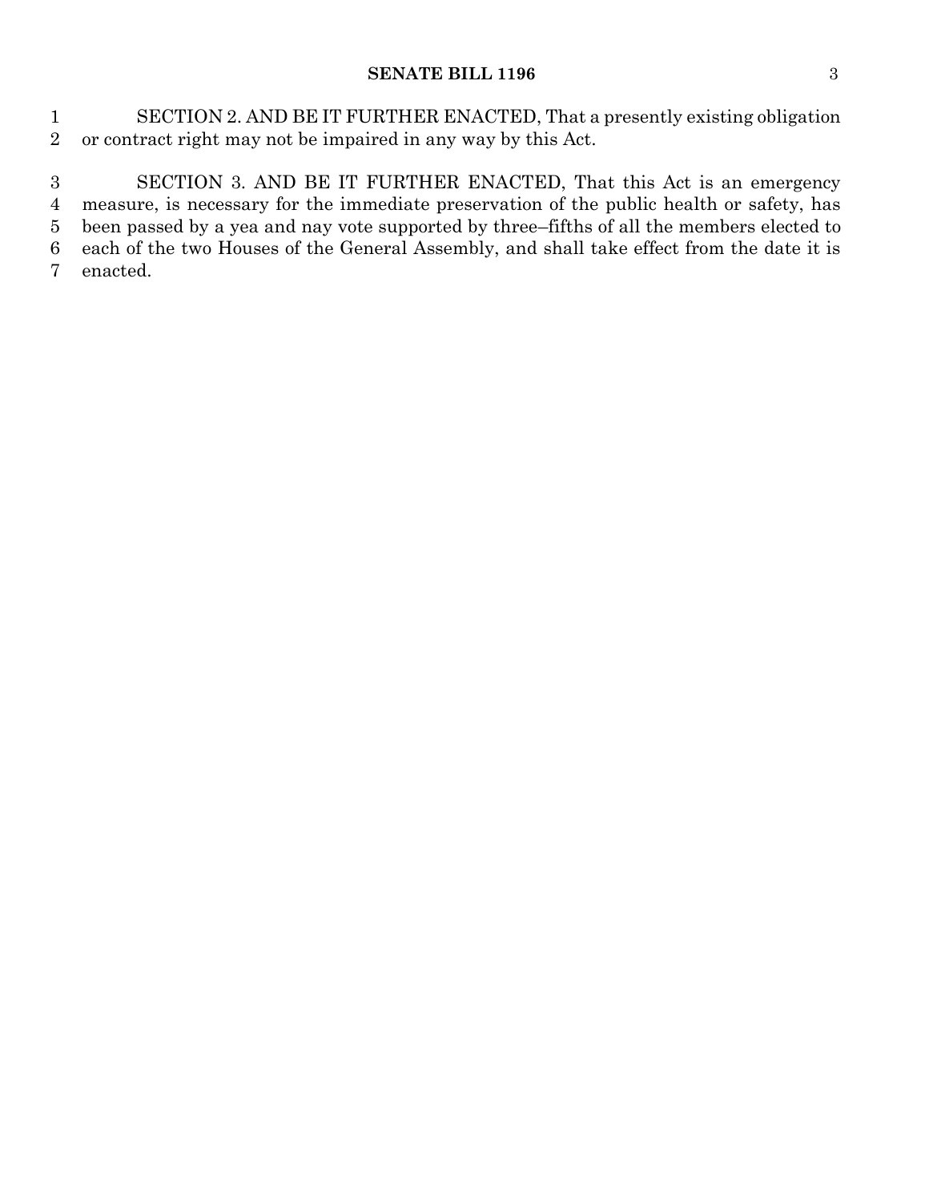SECTION 2. AND BE IT FURTHER ENACTED, That a presently existing obligation or contract right may not be impaired in any way by this Act.

SECTION 3. AND BE IT FURTHER ENACTED, That this Act is an emergency measure, is necessary for the immediate preservation of the public health or safety, has been passed by a yea and nay vote supported by three–fifths of all the members elected to each of the two Houses of the General Assembly, and shall take effect from the date it is enacted.